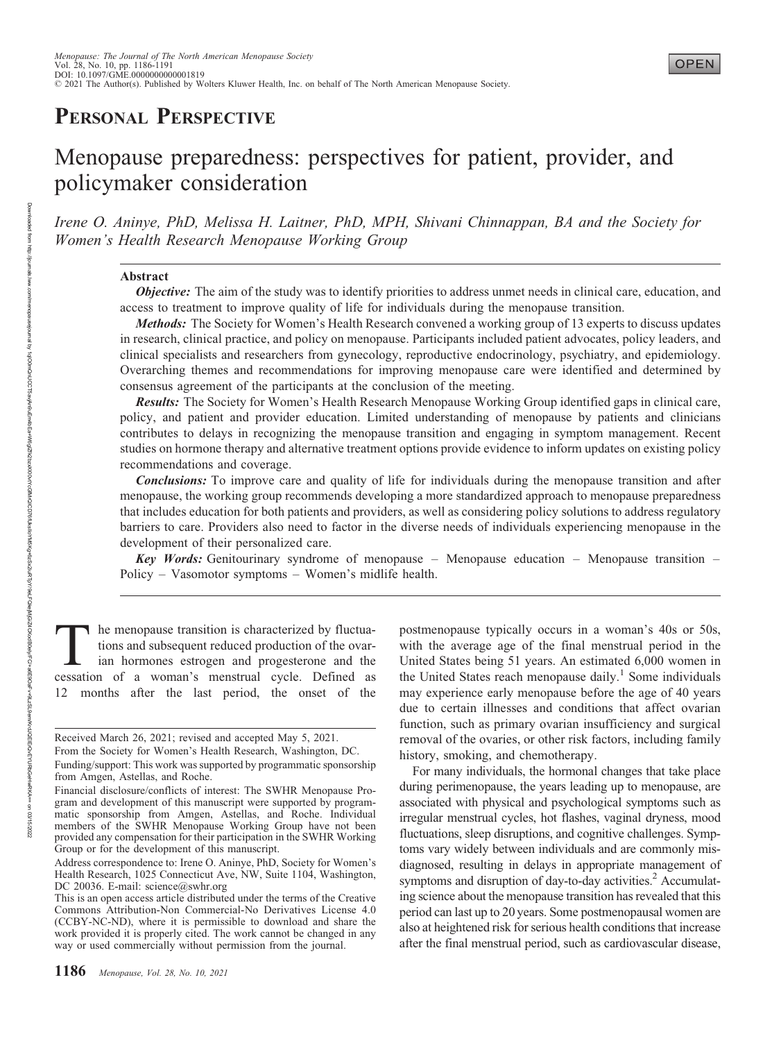# Personal Perspective

# Menopause preparedness: perspectives for patient, provider, and policymaker consideration

*Irene O. Aninye, PhD, Melissa H. Laitner, PhD, MPH, Shivani Chinnappan, BA and the Society for Women's Health Research Menopause Working Group*

## Abstract

***Objective:*** The aim of the study was to identify priorities to address unmet needs in clinical care, education, and access to treatment to improve quality of life for individuals during the menopause transition.

***Methods:*** The Society for Women's Health Research convened a working group of 13 experts to discuss updates in research, clinical practice, and policy on menopause. Participants included patient advocates, policy leaders, and clinical specialists and researchers from gynecology, reproductive endocrinology, psychiatry, and epidemiology. Overarching themes and recommendations for improving menopause care were identified and determined by consensus agreement of the participants at the conclusion of the meeting.

***Results:*** The Society for Women's Health Research Menopause Working Group identified gaps in clinical care, policy, and patient and provider education. Limited understanding of menopause by patients and clinicians contributes to delays in recognizing the menopause transition and engaging in symptom management. Recent studies on hormone therapy and alternative treatment options provide evidence to inform updates on existing policy recommendations and coverage.

***Conclusions:*** To improve care and quality of life for individuals during the menopause transition and after menopause, the working group recommends developing a more standardized approach to menopause preparedness that includes education for both patients and providers, as well as considering policy solutions to address regulatory barriers to care. Providers also need to factor in the diverse needs of individuals experiencing menopause in the development of their personalized care.

***Key Words:*** Genitourinary syndrome of menopause – Menopause education – Menopause transition – Policy – Vasomotor symptoms – Women's midlife health.

The menopause transition is characterized by fluctuations and subsequent reduced production of the ovarian hormones estrogen and progesterone and the cessation of a woman's menstrual cycle. Defined as 12 months after the last period, the onset of the postmenopause typically occurs in a woman's 40s or 50s, with the average age of the final menstrual period in the United States being 51 years. An estimated 6,000 women in the United States reach menopause daily.[1] Some individuals may experience early menopause before the age of 40 years due to certain illnesses and conditions that affect ovarian function, such as primary ovarian insufficiency and surgical removal of the ovaries, or other risk factors, including family history, smoking, and chemotherapy.

For many individuals, the hormonal changes that take place during perimenopause, the years leading up to menopause, are associated with physical and psychological symptoms such as irregular menstrual cycles, hot flashes, vaginal dryness, mood fluctuations, sleep disruptions, and cognitive challenges. Symptoms vary widely between individuals and are commonly misdiagnosed, resulting in delays in appropriate management of symptoms and disruption of day-to-day activities.[2] Accumulating science about the menopause transition has revealed that this period can last up to 20 years. Some postmenopausal women are also at heightened risk for serious health conditions that increase after the final menstrual period, such as cardiovascular disease,

Received March 26, 2021; revised and accepted May 5, 2021.

From the Society for Women's Health Research, Washington, DC.

Funding/support: This work was supported by programmatic sponsorship from Amgen, Astellas, and Roche.

Financial disclosure/conflicts of interest: The SWHR Menopause Program and development of this manuscript were supported by programmatic sponsorship from Amgen, Astellas, and Roche. Individual members of the SWHR Menopause Working Group have not been provided any compensation for their participation in the SWHR Working Group or for the development of this manuscript.

Address correspondence to: Irene O. Aninye, PhD, Society for Women's Health Research, 1025 Connecticut Ave, NW, Suite 1104, Washington, DC 20036. E-mail: science@swhr.org

This is an open access article distributed under the terms of the Creative Commons Attribution-Non Commercial-No Derivatives License 4.0 (CCBY-NC-ND), where it is permissible to download and share the work provided it is properly cited. The work cannot be changed in any way or used commercially without permission from the journal.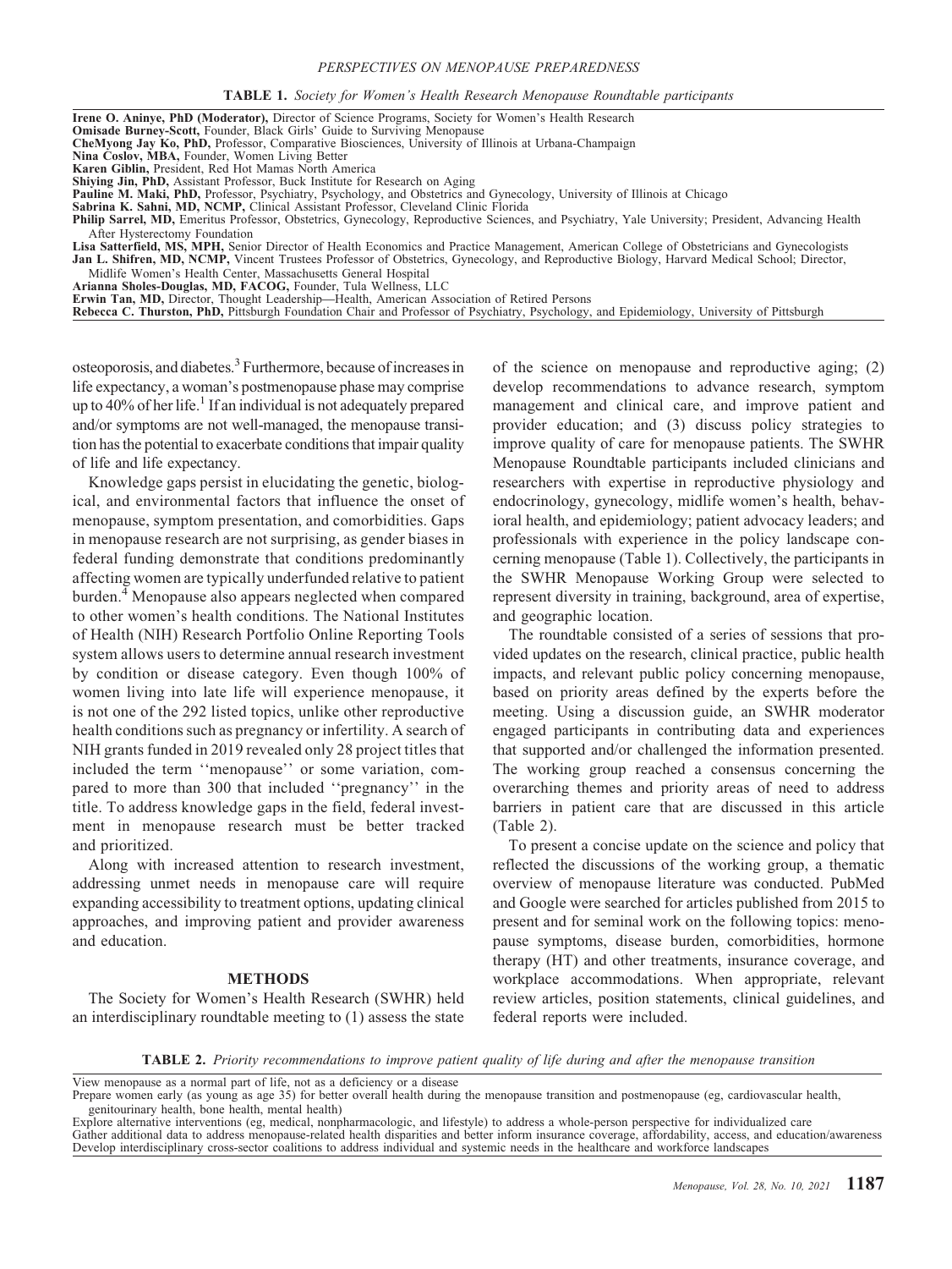**TABLE 1.** *Society for Women's Health Research Menopause Roundtable participants*

| Participant |
|---|
| **Irene O. Aninye, PhD (Moderator),** Director of Science Programs, Society for Women's Health Research |
| **Omisade Burney-Scott,** Founder, Black Girls' Guide to Surviving Menopause |
| **CheMyong Jay Ko, PhD,** Professor, Comparative Biosciences, University of Illinois at Urbana-Champaign |
| **Nina Coslov, MBA,** Founder, Women Living Better |
| **Karen Giblin,** President, Red Hot Mamas North America |
| **Shiying Jin, PhD,** Assistant Professor, Buck Institute for Research on Aging |
| **Pauline M. Maki, PhD,** Professor, Psychiatry, Psychology, and Obstetrics and Gynecology, University of Illinois at Chicago |
| **Sabrina K. Sahni, MD, NCMP,** Clinical Assistant Professor, Cleveland Clinic Florida |
| **Philip Sarrel, MD,** Emeritus Professor, Obstetrics, Gynecology, Reproductive Sciences, and Psychiatry, Yale University; President, Advancing Health After Hysterectomy Foundation |
| **Lisa Satterfield, MS, MPH,** Senior Director of Health Economics and Practice Management, American College of Obstetricians and Gynecologists |
| **Jan L. Shifren, MD, NCMP,** Vincent Trustees Professor of Obstetrics, Gynecology, and Reproductive Biology, Harvard Medical School; Director, Midlife Women's Health Center, Massachusetts General Hospital |
| **Arianna Sholes-Douglas, MD, FACOG,** Founder, Tula Wellness, LLC |
| **Erwin Tan, MD,** Director, Thought Leadership—Health, American Association of Retired Persons |
| **Rebecca C. Thurston, PhD,** Pittsburgh Foundation Chair and Professor of Psychiatry, Psychology, and Epidemiology, University of Pittsburgh |

osteoporosis, and diabetes.[3] Furthermore, because of increases in life expectancy, a woman's postmenopause phase may comprise up to 40% of her life.[1] If an individual is not adequately prepared and/or symptoms are not well-managed, the menopause transition has the potential to exacerbate conditions that impair quality of life and life expectancy.

Knowledge gaps persist in elucidating the genetic, biological, and environmental factors that influence the onset of menopause, symptom presentation, and comorbidities. Gaps in menopause research are not surprising, as gender biases in federal funding demonstrate that conditions predominantly affecting women are typically underfunded relative to patient burden.[4] Menopause also appears neglected when compared to other women's health conditions. The National Institutes of Health (NIH) Research Portfolio Online Reporting Tools system allows users to determine annual research investment by condition or disease category. Even though 100% of women living into late life will experience menopause, it is not one of the 292 listed topics, unlike other reproductive health conditions such as pregnancy or infertility. A search of NIH grants funded in 2019 revealed only 28 project titles that included the term ''menopause'' or some variation, compared to more than 300 that included ''pregnancy'' in the title. To address knowledge gaps in the field, federal investment in menopause research must be better tracked and prioritized.

Along with increased attention to research investment, addressing unmet needs in menopause care will require expanding accessibility to treatment options, updating clinical approaches, and improving patient and provider awareness and education.

## METHODS

The Society for Women's Health Research (SWHR) held an interdisciplinary roundtable meeting to (1) assess the state of the science on menopause and reproductive aging; (2) develop recommendations to advance research, symptom management and clinical care, and improve patient and provider education; and (3) discuss policy strategies to improve quality of care for menopause patients. The SWHR Menopause Roundtable participants included clinicians and researchers with expertise in reproductive physiology and endocrinology, gynecology, midlife women's health, behavioral health, and epidemiology; patient advocacy leaders; and professionals with experience in the policy landscape concerning menopause (Table 1). Collectively, the participants in the SWHR Menopause Working Group were selected to represent diversity in training, background, area of expertise, and geographic location.

The roundtable consisted of a series of sessions that provided updates on the research, clinical practice, public health impacts, and relevant public policy concerning menopause, based on priority areas defined by the experts before the meeting. Using a discussion guide, an SWHR moderator engaged participants in contributing data and experiences that supported and/or challenged the information presented. The working group reached a consensus concerning the overarching themes and priority areas of need to address barriers in patient care that are discussed in this article (Table 2).

To present a concise update on the science and policy that reflected the discussions of the working group, a thematic overview of menopause literature was conducted. PubMed and Google were searched for articles published from 2015 to present and for seminal work on the following topics: menopause symptoms, disease burden, comorbidities, hormone therapy (HT) and other treatments, insurance coverage, and workplace accommodations. When appropriate, relevant review articles, position statements, clinical guidelines, and federal reports were included.

**TABLE 2.** *Priority recommendations to improve patient quality of life during and after the menopause transition*

| Recommendation |
|---|
| View menopause as a normal part of life, not as a deficiency or a disease |
| Prepare women early (as young as age 35) for better overall health during the menopause transition and postmenopause (eg, cardiovascular health, genitourinary health, bone health, mental health) |
| Explore alternative interventions (eg, medical, nonpharmacologic, and lifestyle) to address a whole-person perspective for individualized care |
| Gather additional data to address menopause-related health disparities and better inform insurance coverage, affordability, access, and education/awareness |
| Develop interdisciplinary cross-sector coalitions to address individual and systemic needs in the healthcare and workforce landscapes |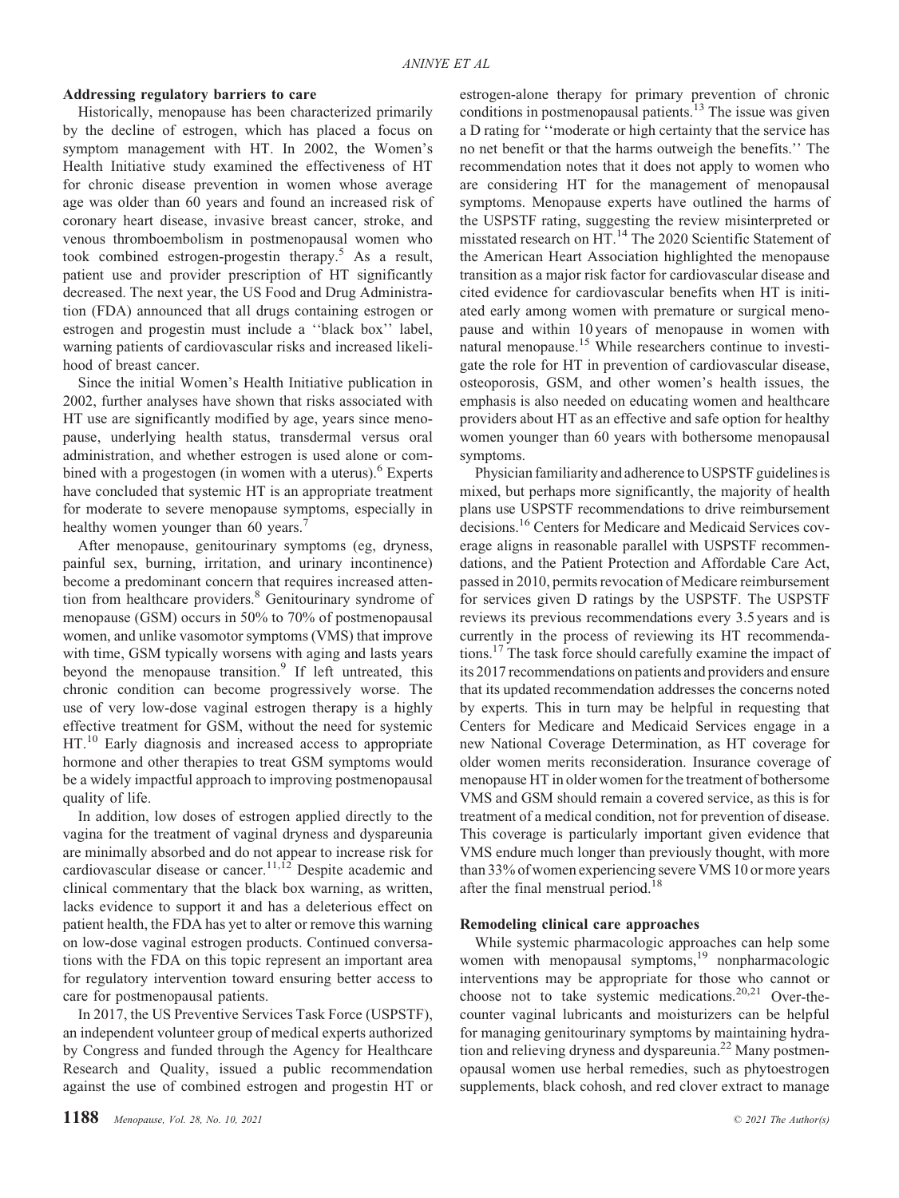### Addressing regulatory barriers to care

Historically, menopause has been characterized primarily by the decline of estrogen, which has placed a focus on symptom management with HT. In 2002, the Women's Health Initiative study examined the effectiveness of HT for chronic disease prevention in women whose average age was older than 60 years and found an increased risk of coronary heart disease, invasive breast cancer, stroke, and venous thromboembolism in postmenopausal women who took combined estrogen-progestin therapy.[5] As a result, patient use and provider prescription of HT significantly decreased. The next year, the US Food and Drug Administration (FDA) announced that all drugs containing estrogen or estrogen and progestin must include a ''black box'' label, warning patients of cardiovascular risks and increased likelihood of breast cancer.

Since the initial Women's Health Initiative publication in 2002, further analyses have shown that risks associated with HT use are significantly modified by age, years since menopause, underlying health status, transdermal versus oral administration, and whether estrogen is used alone or combined with a progestogen (in women with a uterus).[6] Experts have concluded that systemic HT is an appropriate treatment for moderate to severe menopause symptoms, especially in healthy women younger than 60 years.[7]

After menopause, genitourinary symptoms (eg, dryness, painful sex, burning, irritation, and urinary incontinence) become a predominant concern that requires increased attention from healthcare providers.[8] Genitourinary syndrome of menopause (GSM) occurs in 50% to 70% of postmenopausal women, and unlike vasomotor symptoms (VMS) that improve with time, GSM typically worsens with aging and lasts years beyond the menopause transition.[9] If left untreated, this chronic condition can become progressively worse. The use of very low-dose vaginal estrogen therapy is a highly effective treatment for GSM, without the need for systemic HT.[10] Early diagnosis and increased access to appropriate hormone and other therapies to treat GSM symptoms would be a widely impactful approach to improving postmenopausal quality of life.

In addition, low doses of estrogen applied directly to the vagina for the treatment of vaginal dryness and dyspareunia are minimally absorbed and do not appear to increase risk for cardiovascular disease or cancer.[11,12] Despite academic and clinical commentary that the black box warning, as written, lacks evidence to support it and has a deleterious effect on patient health, the FDA has yet to alter or remove this warning on low-dose vaginal estrogen products. Continued conversations with the FDA on this topic represent an important area for regulatory intervention toward ensuring better access to care for postmenopausal patients.

In 2017, the US Preventive Services Task Force (USPSTF), an independent volunteer group of medical experts authorized by Congress and funded through the Agency for Healthcare Research and Quality, issued a public recommendation against the use of combined estrogen and progestin HT or estrogen-alone therapy for primary prevention of chronic conditions in postmenopausal patients.[13] The issue was given a D rating for ''moderate or high certainty that the service has no net benefit or that the harms outweigh the benefits.'' The recommendation notes that it does not apply to women who are considering HT for the management of menopausal symptoms. Menopause experts have outlined the harms of the USPSTF rating, suggesting the review misinterpreted or misstated research on HT.[14] The 2020 Scientific Statement of the American Heart Association highlighted the menopause transition as a major risk factor for cardiovascular disease and cited evidence for cardiovascular benefits when HT is initiated early among women with premature or surgical menopause and within 10 years of menopause in women with natural menopause.[15] While researchers continue to investigate the role for HT in prevention of cardiovascular disease, osteoporosis, GSM, and other women's health issues, the emphasis is also needed on educating women and healthcare providers about HT as an effective and safe option for healthy women younger than 60 years with bothersome menopausal symptoms.

Physician familiarity and adherence to USPSTF guidelines is mixed, but perhaps more significantly, the majority of health plans use USPSTF recommendations to drive reimbursement decisions.[16] Centers for Medicare and Medicaid Services coverage aligns in reasonable parallel with USPSTF recommendations, and the Patient Protection and Affordable Care Act, passed in 2010, permits revocation of Medicare reimbursement for services given D ratings by the USPSTF. The USPSTF reviews its previous recommendations every 3.5 years and is currently in the process of reviewing its HT recommendations.[17] The task force should carefully examine the impact of its 2017 recommendations on patients and providers and ensure that its updated recommendation addresses the concerns noted by experts. This in turn may be helpful in requesting that Centers for Medicare and Medicaid Services engage in a new National Coverage Determination, as HT coverage for older women merits reconsideration. Insurance coverage of menopause HT in older women for the treatment of bothersome VMS and GSM should remain a covered service, as this is for treatment of a medical condition, not for prevention of disease. This coverage is particularly important given evidence that VMS endure much longer than previously thought, with more than 33% of women experiencing severe VMS 10 or more years after the final menstrual period.[18]

### Remodeling clinical care approaches

While systemic pharmacologic approaches can help some women with menopausal symptoms,[19] nonpharmacologic interventions may be appropriate for those who cannot or choose not to take systemic medications.[20,21] Over-the-counter vaginal lubricants and moisturizers can be helpful for managing genitourinary symptoms by maintaining hydration and relieving dryness and dyspareunia.[22] Many postmenopausal women use herbal remedies, such as phytoestrogen supplements, black cohosh, and red clover extract to manage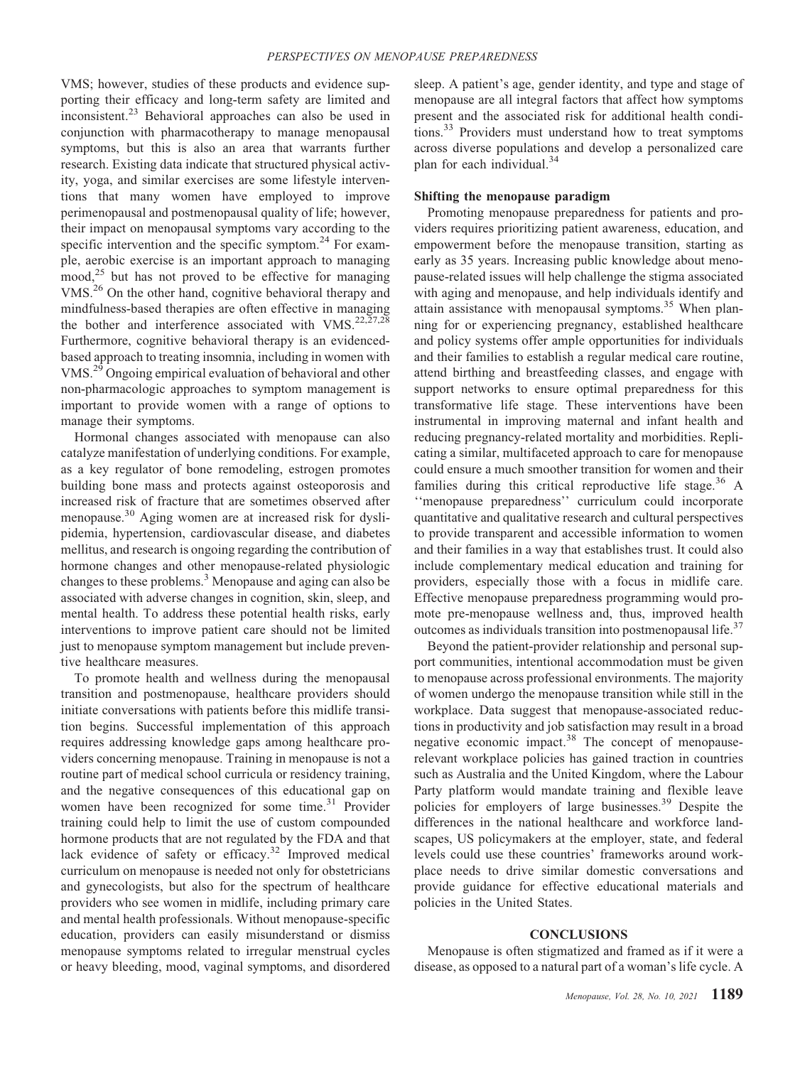VMS; however, studies of these products and evidence supporting their efficacy and long-term safety are limited and inconsistent.[23] Behavioral approaches can also be used in conjunction with pharmacotherapy to manage menopausal symptoms, but this is also an area that warrants further research. Existing data indicate that structured physical activity, yoga, and similar exercises are some lifestyle interventions that many women have employed to improve perimenopausal and postmenopausal quality of life; however, their impact on menopausal symptoms vary according to the specific intervention and the specific symptom.[24] For example, aerobic exercise is an important approach to managing mood,[25] but has not proved to be effective for managing VMS.[26] On the other hand, cognitive behavioral therapy and mindfulness-based therapies are often effective in managing the bother and interference associated with VMS.[22,27,28] Furthermore, cognitive behavioral therapy is an evidenced-based approach to treating insomnia, including in women with VMS.[29] Ongoing empirical evaluation of behavioral and other non-pharmacologic approaches to symptom management is important to provide women with a range of options to manage their symptoms.

Hormonal changes associated with menopause can also catalyze manifestation of underlying conditions. For example, as a key regulator of bone remodeling, estrogen promotes building bone mass and protects against osteoporosis and increased risk of fracture that are sometimes observed after menopause.[30] Aging women are at increased risk for dyslipidemia, hypertension, cardiovascular disease, and diabetes mellitus, and research is ongoing regarding the contribution of hormone changes and other menopause-related physiologic changes to these problems.[3] Menopause and aging can also be associated with adverse changes in cognition, skin, sleep, and mental health. To address these potential health risks, early interventions to improve patient care should not be limited just to menopause symptom management but include preventive healthcare measures.

To promote health and wellness during the menopausal transition and postmenopause, healthcare providers should initiate conversations with patients before this midlife transition begins. Successful implementation of this approach requires addressing knowledge gaps among healthcare providers concerning menopause. Training in menopause is not a routine part of medical school curricula or residency training, and the negative consequences of this educational gap on women have been recognized for some time.[31] Provider training could help to limit the use of custom compounded hormone products that are not regulated by the FDA and that lack evidence of safety or efficacy.[32] Improved medical curriculum on menopause is needed not only for obstetricians and gynecologists, but also for the spectrum of healthcare providers who see women in midlife, including primary care and mental health professionals. Without menopause-specific education, providers can easily misunderstand or dismiss menopause symptoms related to irregular menstrual cycles or heavy bleeding, mood, vaginal symptoms, and disordered sleep. A patient's age, gender identity, and type and stage of menopause are all integral factors that affect how symptoms present and the associated risk for additional health conditions.[33] Providers must understand how to treat symptoms across diverse populations and develop a personalized care plan for each individual.[34]

### Shifting the menopause paradigm

Promoting menopause preparedness for patients and providers requires prioritizing patient awareness, education, and empowerment before the menopause transition, starting as early as 35 years. Increasing public knowledge about menopause-related issues will help challenge the stigma associated with aging and menopause, and help individuals identify and attain assistance with menopausal symptoms.[35] When planning for or experiencing pregnancy, established healthcare and policy systems offer ample opportunities for individuals and their families to establish a regular medical care routine, attend birthing and breastfeeding classes, and engage with support networks to ensure optimal preparedness for this transformative life stage. These interventions have been instrumental in improving maternal and infant health and reducing pregnancy-related mortality and morbidities. Replicating a similar, multifaceted approach to care for menopause could ensure a much smoother transition for women and their families during this critical reproductive life stage.[36] A ''menopause preparedness'' curriculum could incorporate quantitative and qualitative research and cultural perspectives to provide transparent and accessible information to women and their families in a way that establishes trust. It could also include complementary medical education and training for providers, especially those with a focus in midlife care. Effective menopause preparedness programming would promote pre-menopause wellness and, thus, improved health outcomes as individuals transition into postmenopausal life.[37]

Beyond the patient-provider relationship and personal support communities, intentional accommodation must be given to menopause across professional environments. The majority of women undergo the menopause transition while still in the workplace. Data suggest that menopause-associated reductions in productivity and job satisfaction may result in a broad negative economic impact.[38] The concept of menopause-relevant workplace policies has gained traction in countries such as Australia and the United Kingdom, where the Labour Party platform would mandate training and flexible leave policies for employers of large businesses.[39] Despite the differences in the national healthcare and workforce landscapes, US policymakers at the employer, state, and federal levels could use these countries' frameworks around workplace needs to drive similar domestic conversations and provide guidance for effective educational materials and policies in the United States.

## CONCLUSIONS

Menopause is often stigmatized and framed as if it were a disease, as opposed to a natural part of a woman's life cycle. A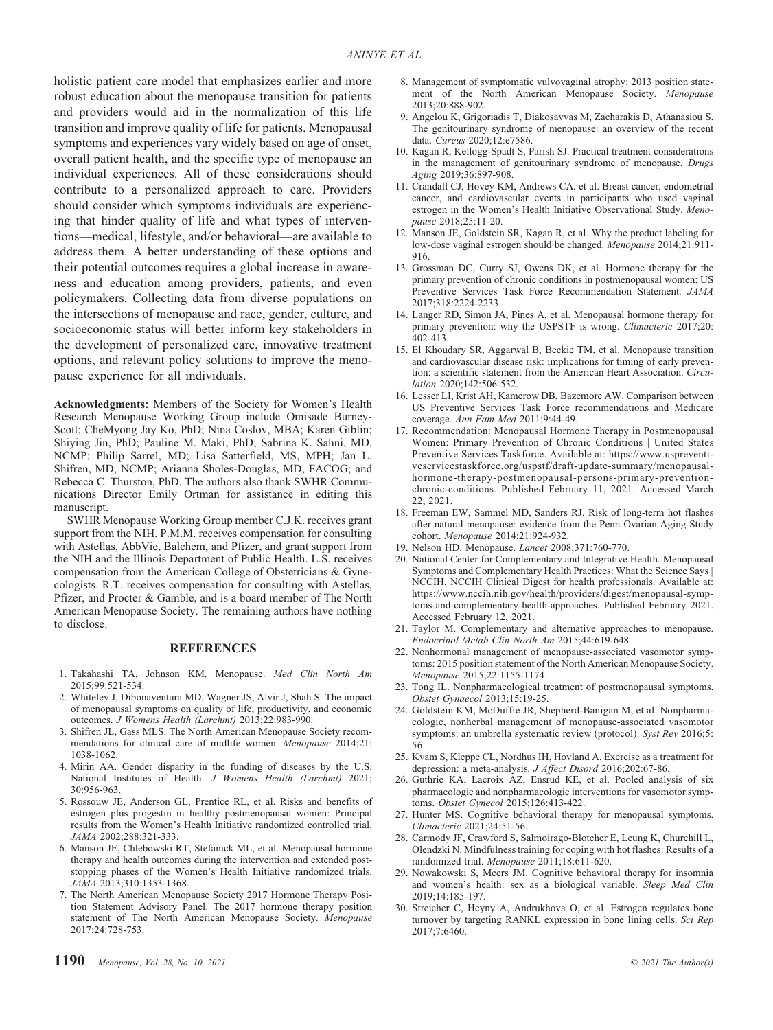holistic patient care model that emphasizes earlier and more robust education about the menopause transition for patients and providers would aid in the normalization of this life transition and improve quality of life for patients. Menopausal symptoms and experiences vary widely based on age of onset, overall patient health, and the specific type of menopause an individual experiences. All of these considerations should contribute to a personalized approach to care. Providers should consider which symptoms individuals are experiencing that hinder quality of life and what types of interventions—medical, lifestyle, and/or behavioral—are available to address them. A better understanding of these options and their potential outcomes requires a global increase in awareness and education among providers, patients, and even policymakers. Collecting data from diverse populations on the intersections of menopause and race, gender, culture, and socioeconomic status will better inform key stakeholders in the development of personalized care, innovative treatment options, and relevant policy solutions to improve the menopause experience for all individuals.

**Acknowledgments:** Members of the Society for Women's Health Research Menopause Working Group include Omisade Burney-Scott; CheMyong Jay Ko, PhD; Nina Coslov, MBA; Karen Giblin; Shiying Jin, PhD; Pauline M. Maki, PhD; Sabrina K. Sahni, MD, NCMP; Philip Sarrel, MD; Lisa Satterfield, MS, MPH; Jan L. Shifren, MD, NCMP; Arianna Sholes-Douglas, MD, FACOG; and Rebecca C. Thurston, PhD. The authors also thank SWHR Communications Director Emily Ortman for assistance in editing this manuscript.

SWHR Menopause Working Group member C.J.K. receives grant support from the NIH. P.M.M. receives compensation for consulting with Astellas, AbbVie, Balchem, and Pfizer, and grant support from the NIH and the Illinois Department of Public Health. L.S. receives compensation from the American College of Obstetricians & Gynecologists. R.T. receives compensation for consulting with Astellas, Pfizer, and Procter & Gamble, and is a board member of The North American Menopause Society. The remaining authors have nothing to disclose.

## REFERENCES

1. Takahashi TA, Johnson KM. Menopause. *Med Clin North Am* 2015;99:521-534.
2. Whiteley J, Dibonaventura MD, Wagner JS, Alvir J, Shah S. The impact of menopausal symptoms on quality of life, productivity, and economic outcomes. *J Womens Health (Larchmt)* 2013;22:983-990.
3. Shifren JL, Gass MLS. The North American Menopause Society recommendations for clinical care of midlife women. *Menopause* 2014;21: 1038-1062.
4. Mirin AA. Gender disparity in the funding of diseases by the U.S. National Institutes of Health. *J Womens Health (Larchmt)* 2021; 30:956-963.
5. Rossouw JE, Anderson GL, Prentice RL, et al. Risks and benefits of estrogen plus progestin in healthy postmenopausal women: Principal results from the Women's Health Initiative randomized controlled trial. *JAMA* 2002;288:321-333.
6. Manson JE, Chlebowski RT, Stefanick ML, et al. Menopausal hormone therapy and health outcomes during the intervention and extended poststopping phases of the Women's Health Initiative randomized trials. *JAMA* 2013;310:1353-1368.
7. The North American Menopause Society 2017 Hormone Therapy Position Statement Advisory Panel. The 2017 hormone therapy position statement of The North American Menopause Society. *Menopause* 2017;24:728-753.
8. Management of symptomatic vulvovaginal atrophy: 2013 position statement of the North American Menopause Society. *Menopause* 2013;20:888-902.
9. Angelou K, Grigoriadis T, Diakosavvas M, Zacharakis D, Athanasiou S. The genitourinary syndrome of menopause: an overview of the recent data. *Cureus* 2020;12:e7586.
10. Kagan R, Kellogg-Spadt S, Parish SJ. Practical treatment considerations in the management of genitourinary syndrome of menopause. *Drugs Aging* 2019;36:897-908.
11. Crandall CJ, Hovey KM, Andrews CA, et al. Breast cancer, endometrial cancer, and cardiovascular events in participants who used vaginal estrogen in the Women's Health Initiative Observational Study. *Menopause* 2018;25:11-20.
12. Manson JE, Goldstein SR, Kagan R, et al. Why the product labeling for low-dose vaginal estrogen should be changed. *Menopause* 2014;21:911-916.
13. Grossman DC, Curry SJ, Owens DK, et al. Hormone therapy for the primary prevention of chronic conditions in postmenopausal women: US Preventive Services Task Force Recommendation Statement. *JAMA* 2017;318:2224-2233.
14. Langer RD, Simon JA, Pines A, et al. Menopausal hormone therapy for primary prevention: why the USPSTF is wrong. *Climacteric* 2017;20: 402-413.
15. El Khoudary SR, Aggarwal B, Beckie TM, et al. Menopause transition and cardiovascular disease risk: implications for timing of early prevention: a scientific statement from the American Heart Association. *Circulation* 2020;142:506-532.
16. Lesser LI, Krist AH, Kamerow DB, Bazemore AW. Comparison between US Preventive Services Task Force recommendations and Medicare coverage. *Ann Fam Med* 2011;9:44-49.
17. Recommendation: Menopausal Hormone Therapy in Postmenopausal Women: Primary Prevention of Chronic Conditions | United States Preventive Services Taskforce. Available at: https://www.uspreventiveservicestaskforce.org/uspstf/draft-update-summary/menopausal-hormone-therapy-postmenopausal-persons-primary-prevention-chronic-conditions. Published February 11, 2021. Accessed March 22, 2021.
18. Freeman EW, Sammel MD, Sanders RJ. Risk of long-term hot flashes after natural menopause: evidence from the Penn Ovarian Aging Study cohort. *Menopause* 2014;21:924-932.
19. Nelson HD. Menopause. *Lancet* 2008;371:760-770.
20. National Center for Complementary and Integrative Health. Menopausal Symptoms and Complementary Health Practices: What the Science Says | NCCIH. NCCIH Clinical Digest for health professionals. Available at: https://www.nccih.nih.gov/health/providers/digest/menopausal-symptoms-and-complementary-health-approaches. Published February 2021. Accessed February 12, 2021.
21. Taylor M. Complementary and alternative approaches to menopause. *Endocrinol Metab Clin North Am* 2015;44:619-648.
22. Nonhormonal management of menopause-associated vasomotor symptoms: 2015 position statement of the North American Menopause Society. *Menopause* 2015;22:1155-1174.
23. Tong IL. Nonpharmacological treatment of postmenopausal symptoms. *Obstet Gynaecol* 2013;15:19-25.
24. Goldstein KM, McDuffie JR, Shepherd-Banigan M, et al. Nonpharmacologic, nonherbal management of menopause-associated vasomotor symptoms: an umbrella systematic review (protocol). *Syst Rev* 2016;5: 56.
25. Kvam S, Kleppe CL, Nordhus IH, Hovland A. Exercise as a treatment for depression: a meta-analysis. *J Affect Disord* 2016;202:67-86.
26. Guthrie KA, Lacroix AZ, Ensrud KE, et al. Pooled analysis of six pharmacologic and nonpharmacologic interventions for vasomotor symptoms. *Obstet Gynecol* 2015;126:413-422.
27. Hunter MS. Cognitive behavioral therapy for menopausal symptoms. *Climacteric* 2021;24:51-56.
28. Carmody JF, Crawford S, Salmoirago-Blotcher E, Leung K, Churchill L, Olendzki N. Mindfulness training for coping with hot flashes: Results of a randomized trial. *Menopause* 2011;18:611-620.
29. Nowakowski S, Meers JM. Cognitive behavioral therapy for insomnia and women's health: sex as a biological variable. *Sleep Med Clin* 2019;14:185-197.
30. Streicher C, Heyny A, Andrukhova O, et al. Estrogen regulates bone turnover by targeting RANKL expression in bone lining cells. *Sci Rep* 2017;7:6460.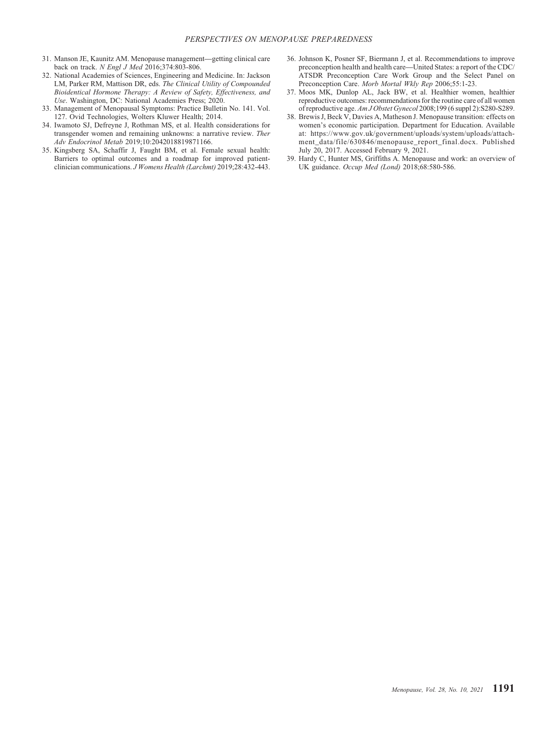31. Manson JE, Kaunitz AM. Menopause management—getting clinical care back on track. *N Engl J Med* 2016;374:803-806.
32. National Academies of Sciences, Engineering and Medicine. In: Jackson LM, Parker RM, Mattison DR, eds. *The Clinical Utility of Compounded Bioidentical Hormone Therapy: A Review of Safety, Effectiveness, and Use*. Washington, DC: National Academies Press; 2020.
33. Management of Menopausal Symptoms: Practice Bulletin No. 141. Vol. 127. Ovid Technologies, Wolters Kluwer Health; 2014.
34. Iwamoto SJ, Defreyne J, Rothman MS, et al. Health considerations for transgender women and remaining unknowns: a narrative review. *Ther Adv Endocrinol Metab* 2019;10:2042018819871166.
35. Kingsberg SA, Schaffir J, Faught BM, et al. Female sexual health: Barriers to optimal outcomes and a roadmap for improved patient-clinician communications. *J Womens Health (Larchmt)* 2019;28:432-443.
36. Johnson K, Posner SF, Biermann J, et al. Recommendations to improve preconception health and health care—United States: a report of the CDC/ATSDR Preconception Care Work Group and the Select Panel on Preconception Care. *Morb Mortal Wkly Rep* 2006;55:1-23.
37. Moos MK, Dunlop AL, Jack BW, et al. Healthier women, healthier reproductive outcomes: recommendations for the routine care of all women of reproductive age. *Am J Obstet Gynecol* 2008;199 (6 suppl 2):S280-S289.
38. Brewis J, Beck V, Davies A, Matheson J. Menopause transition: effects on women's economic participation. Department for Education. Available at: https://www.gov.uk/government/uploads/system/uploads/attachment_data/file/630846/menopause_report_final.docx. Published July 20, 2017. Accessed February 9, 2021.
39. Hardy C, Hunter MS, Griffiths A. Menopause and work: an overview of UK guidance. *Occup Med (Lond)* 2018;68:580-586.